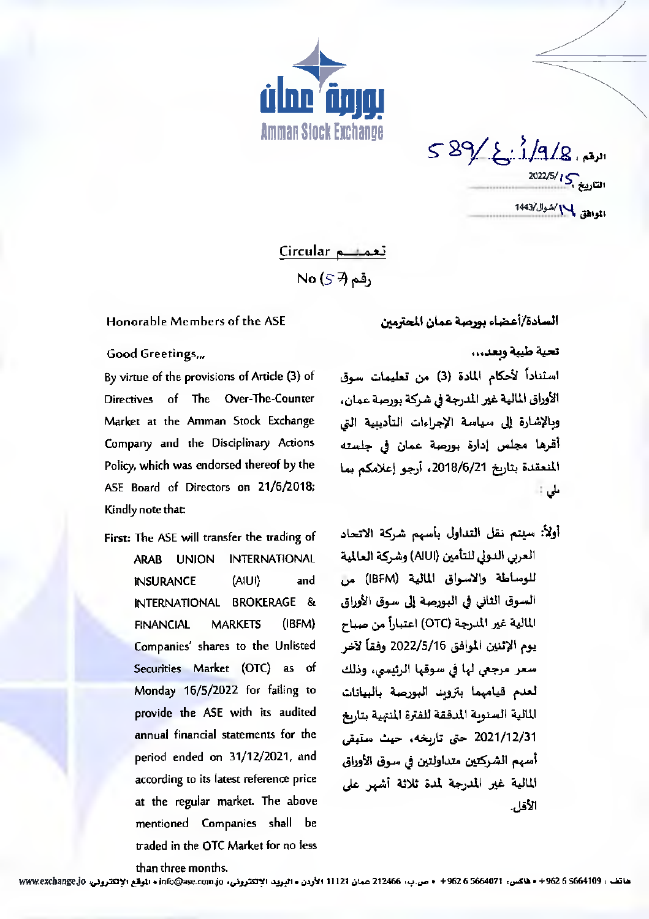بورصة عمان
Amman Stock Exchange

الرقم : 589/ع: أ/9/8
التاريخ : 2022/5/15
الموافق : 14/شوال/1443

## Circular تعميم

## No (57) رقم

Honorable Members of the ASE

Good Greetings,,,

By virtue of the provisions of Article (3) of Directives of The Over-The-Counter Market at the Amman Stock Exchange Company and the Disciplinary Actions Policy, which was endorsed thereof by the ASE Board of Directors on 21/6/2018; Kindly note that:

**First:** The ASE will transfer the trading of ARAB UNION INTERNATIONAL INSURANCE (AIUI) and INTERNATIONAL BROKERAGE & FINANCIAL MARKETS (IBFM) Companies' shares to the Unlisted Securities Market (OTC) as of Monday 16/5/2022 for failing to provide the ASE with its audited annual financial statements for the period ended on 31/12/2021, and according to its latest reference price at the regular market. The above mentioned Companies shall be traded in the OTC Market for no less than three months.

السادة/أعضاء بورصة عمان المحترمين

تحية طيبة وبعد،،،

استناداً لأحكام المادة (3) من تعليمات سوق الأوراق المالية غير المدرجة في شركة بورصة عمان، وبالإشارة إلى سياسة الإجراءات التأديبية التي أقرها مجلس إدارة بورصة عمان في جلسته المنعقدة بتاريخ 2018/6/21، أرجو إعلامكم بما يلي :

**أولاً:** سيتم نقل التداول بأسهم شركة الاتحاد العربي الدولي للتأمين (AIUI) وشركة العالمية للوساطة والاسواق المالية (IBFM) من السوق الثاني في البورصة إلى سوق الأوراق المالية غير المدرجة (OTC) اعتباراً من صباح يوم الإثنين الموافق 2022/5/16 وفقاً لآخر سعر مرجعي لها في سوقها الرئيسي، وذلك لعدم قيامهما بتزويد البورصة بالبيانات المالية السنوية المدققة للفترة المنتهية بتاريخ 2021/12/31 حتى تاريخه، حيث ستبقى أسهم الشركتين متداولتين في سوق الأوراق المالية غير المدرجة لمدة ثلاثة أشهر على الأقل.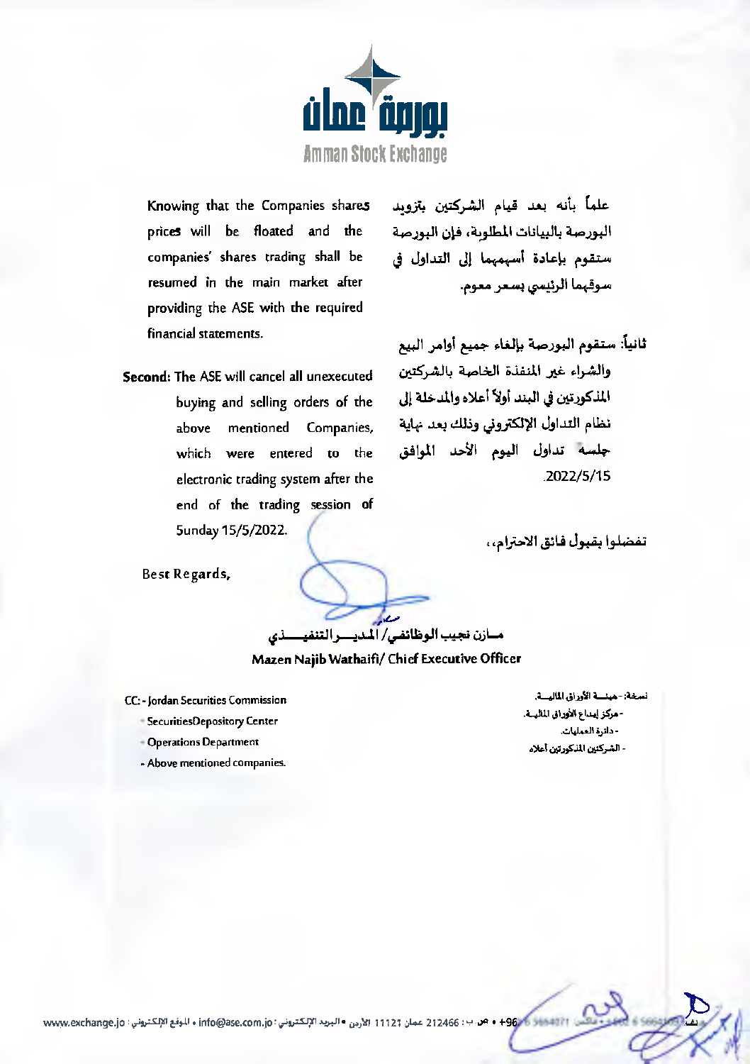بورصة عمان
Amman Stock Exchange

علماً بأنه بعد قيام الشركتين بتزويد البورصة بالبيانات المطلوبة، فإن البورصة ستقوم بإعادة أسهمهما إلى التداول في سوقهما الرئيسي بسعر معوم.

Knowing that the Companies shares prices will be floated and the companies' shares trading shall be resumed in the main market after providing the ASE with the required financial statements.

ثانياً: ستقوم البورصة بإلغاء جميع أوامر البيع والشراء غير المنفذة الخاصة بالشركتين المذكورتين في البند أولاً أعلاه والمدخلة إلى نظام التداول الإلكتروني وذلك بعد نهاية جلسة تداول اليوم الأحد الموافق 2022/5/15.

**Second:** The ASE will cancel all unexecuted buying and selling orders of the above mentioned Companies, which were entered to the electronic trading system after the end of the trading session of Sunday 15/5/2022.

تفضلوا بقبول فائق الاحترام،،

Best Regards,

مـازن نجيب الوظائفي/ المديـــر التنفيـــذي

**Mazen Najib Wathaifi/ Chief Executive Officer**

نسخة: - هيئـة الأوراق الماليـة.
- مركز إيداع الأوراق الماليـة.
- دائرة العمليات.
- الشركتين المذكورتين أعلاه

CC: - Jordan Securities Commission
- SecuritiesDepository Center
- Operations Department
- Above mentioned companies.